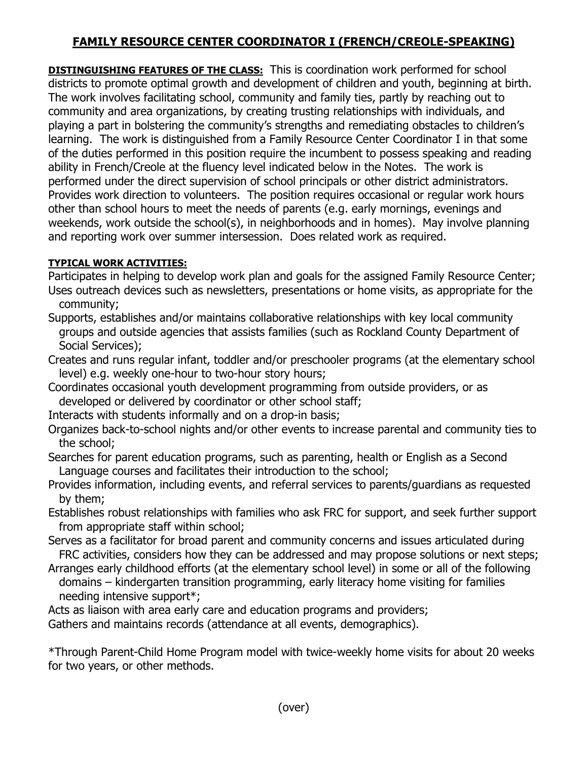# FAMILY RESOURCE CENTER COORDINATOR I (FRENCH/CREOLE-SPEAKING)

**DISTINGUISHING FEATURES OF THE CLASS:** This is coordination work performed for school districts to promote optimal growth and development of children and youth, beginning at birth. The work involves facilitating school, community and family ties, partly by reaching out to community and area organizations, by creating trusting relationships with individuals, and playing a part in bolstering the community's strengths and remediating obstacles to children's learning. The work is distinguished from a Family Resource Center Coordinator I in that some of the duties performed in this position require the incumbent to possess speaking and reading ability in French/Creole at the fluency level indicated below in the Notes. The work is performed under the direct supervision of school principals or other district administrators. Provides work direction to volunteers. The position requires occasional or regular work hours other than school hours to meet the needs of parents (e.g. early mornings, evenings and weekends, work outside the school(s), in neighborhoods and in homes). May involve planning and reporting work over summer intersession. Does related work as required.

**TYPICAL WORK ACTIVITIES:**

Participates in helping to develop work plan and goals for the assigned Family Resource Center;
Uses outreach devices such as newsletters, presentations or home visits, as appropriate for the community;
Supports, establishes and/or maintains collaborative relationships with key local community groups and outside agencies that assists families (such as Rockland County Department of Social Services);
Creates and runs regular infant, toddler and/or preschooler programs (at the elementary school level) e.g. weekly one-hour to two-hour story hours;
Coordinates occasional youth development programming from outside providers, or as developed or delivered by coordinator or other school staff;
Interacts with students informally and on a drop-in basis;
Organizes back-to-school nights and/or other events to increase parental and community ties to the school;
Searches for parent education programs, such as parenting, health or English as a Second Language courses and facilitates their introduction to the school;
Provides information, including events, and referral services to parents/guardians as requested by them;
Establishes robust relationships with families who ask FRC for support, and seek further support from appropriate staff within school;
Serves as a facilitator for broad parent and community concerns and issues articulated during FRC activities, considers how they can be addressed and may propose solutions or next steps;
Arranges early childhood efforts (at the elementary school level) in some or all of the following domains – kindergarten transition programming, early literacy home visiting for families needing intensive support*;
Acts as liaison with area early care and education programs and providers;
Gathers and maintains records (attendance at all events, demographics).

*Through Parent-Child Home Program model with twice-weekly home visits for about 20 weeks for two years, or other methods.

(over)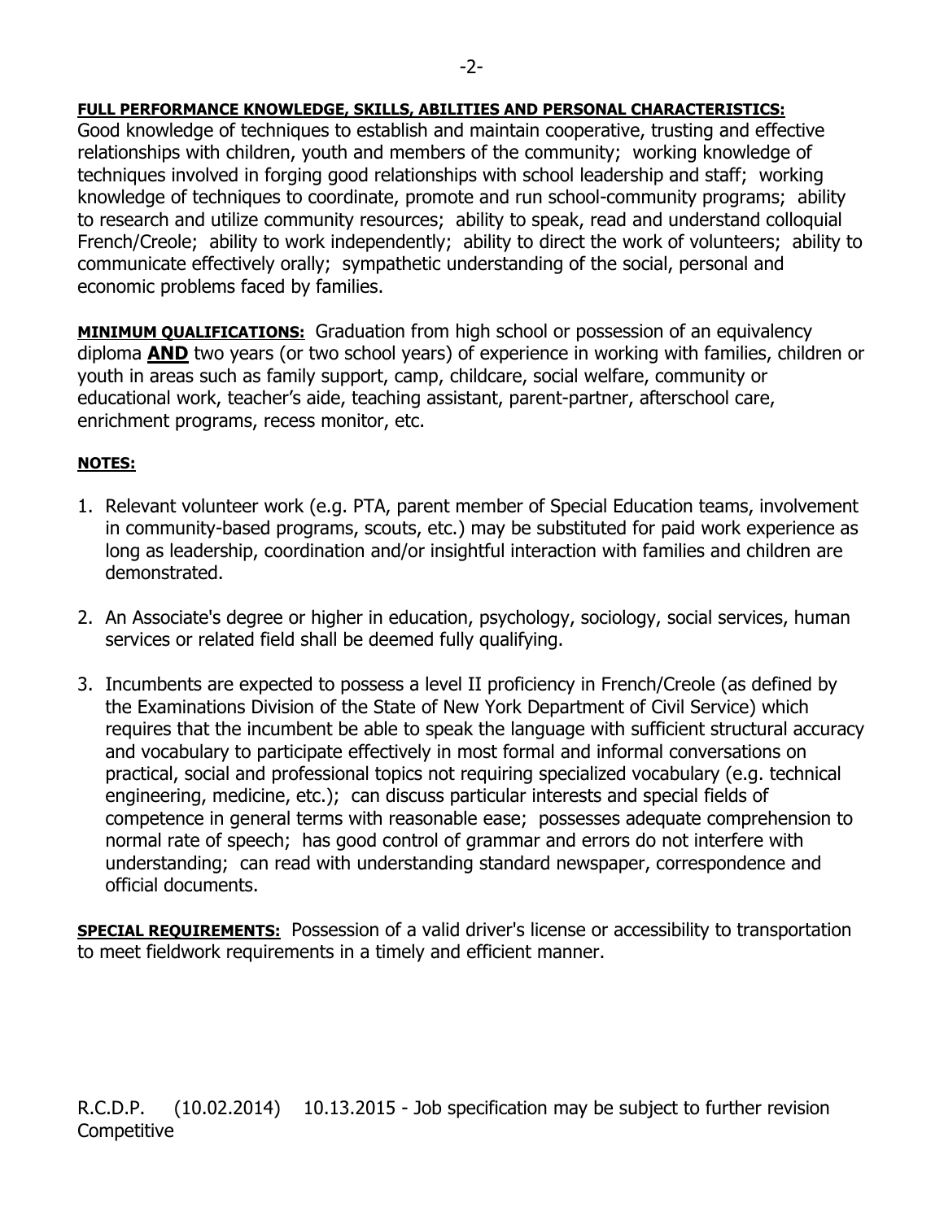**FULL PERFORMANCE KNOWLEDGE, SKILLS, ABILITIES AND PERSONAL CHARACTERISTICS:** Good knowledge of techniques to establish and maintain cooperative, trusting and effective relationships with children, youth and members of the community; working knowledge of techniques involved in forging good relationships with school leadership and staff; working knowledge of techniques to coordinate, promote and run school-community programs; ability to research and utilize community resources; ability to speak, read and understand colloquial French/Creole; ability to work independently; ability to direct the work of volunteers; ability to communicate effectively orally; sympathetic understanding of the social, personal and economic problems faced by families.

**MINIMUM QUALIFICATIONS:** Graduation from high school or possession of an equivalency diploma **AND** two years (or two school years) of experience in working with families, children or youth in areas such as family support, camp, childcare, social welfare, community or educational work, teacher's aide, teaching assistant, parent-partner, afterschool care, enrichment programs, recess monitor, etc.

**NOTES:**

1. Relevant volunteer work (e.g. PTA, parent member of Special Education teams, involvement in community-based programs, scouts, etc.) may be substituted for paid work experience as long as leadership, coordination and/or insightful interaction with families and children are demonstrated.

2. An Associate's degree or higher in education, psychology, sociology, social services, human services or related field shall be deemed fully qualifying.

3. Incumbents are expected to possess a level II proficiency in French/Creole (as defined by the Examinations Division of the State of New York Department of Civil Service) which requires that the incumbent be able to speak the language with sufficient structural accuracy and vocabulary to participate effectively in most formal and informal conversations on practical, social and professional topics not requiring specialized vocabulary (e.g. technical engineering, medicine, etc.); can discuss particular interests and special fields of competence in general terms with reasonable ease; possesses adequate comprehension to normal rate of speech; has good control of grammar and errors do not interfere with understanding; can read with understanding standard newspaper, correspondence and official documents.

**SPECIAL REQUIREMENTS:** Possession of a valid driver's license or accessibility to transportation to meet fieldwork requirements in a timely and efficient manner.

R.C.D.P. (10.02.2014) 10.13.2015 - Job specification may be subject to further revision
Competitive